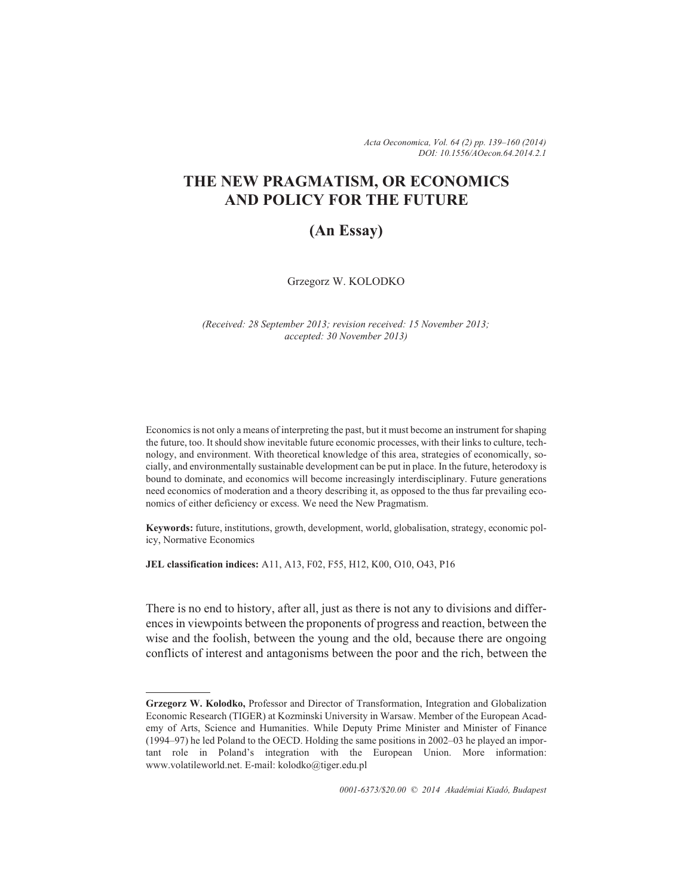# THE NEW PRAGMATISM, OR ECONOMICS AND POLICY FOR THE FUTURE

## (An Essay)

Grzegorz W. KOLODKO

*(Received: 28 September 2013; revision received: 15 November 2013; accepted: 30 November 2013)*

Economics is not only a means of interpreting the past, but it must become an instrument for shaping the future, too. It should show inevitable future economic processes, with their links to culture, technology, and environment. With theoretical knowledge of this area, strategies of economically, socially, and environmentally sustainable development can be put in place. In the future, heterodoxy is bound to dominate, and economics will become increasingly interdisciplinary. Future generations need economics of moderation and a theory describing it, as opposed to the thus far prevailing economics of either deficiency or excess. We need the New Pragmatism.

**Keywords:** future, institutions, growth, development, world, globalisation, strategy, economic policy, Normative Economics

**JEL classification indices:** A11, A13, F02, F55, H12, K00, O10, O43, P16

There is no end to history, after all, just as there is not any to divisions and differences in viewpoints between the proponents of progress and reaction, between the wise and the foolish, between the young and the old, because there are ongoing conflicts of interest and antagonisms between the poor and the rich, between the

---

**Grzegorz W. Kolodko,** Professor and Director of Transformation, Integration and Globalization Economic Research (TIGER) at Kozminski University in Warsaw. Member of the European Academy of Arts, Science and Humanities. While Deputy Prime Minister and Minister of Finance (1994–97) he led Poland to the OECD. Holding the same positions in 2002–03 he played an important role in Poland's integration with the European Union. More information: www.volatileworld.net. E-mail: kolodko@tiger.edu.pl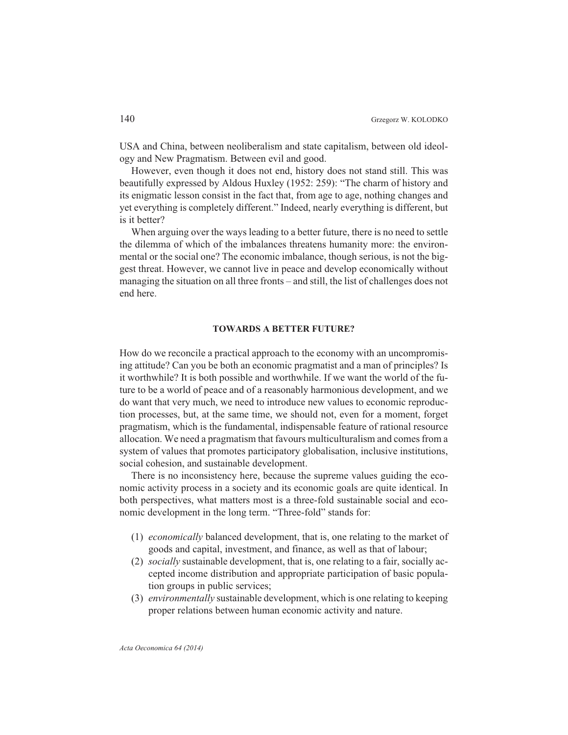USA and China, between neoliberalism and state capitalism, between old ideology and New Pragmatism. Between evil and good.

However, even though it does not end, history does not stand still. This was beautifully expressed by Aldous Huxley (1952: 259): "The charm of history and its enigmatic lesson consist in the fact that, from age to age, nothing changes and yet everything is completely different." Indeed, nearly everything is different, but is it better?

When arguing over the ways leading to a better future, there is no need to settle the dilemma of which of the imbalances threatens humanity more: the environmental or the social one? The economic imbalance, though serious, is not the biggest threat. However, we cannot live in peace and develop economically without managing the situation on all three fronts – and still, the list of challenges does not end here.

## TOWARDS A BETTER FUTURE?

How do we reconcile a practical approach to the economy with an uncompromising attitude? Can you be both an economic pragmatist and a man of principles? Is it worthwhile? It is both possible and worthwhile. If we want the world of the future to be a world of peace and of a reasonably harmonious development, and we do want that very much, we need to introduce new values to economic reproduction processes, but, at the same time, we should not, even for a moment, forget pragmatism, which is the fundamental, indispensable feature of rational resource allocation. We need a pragmatism that favours multiculturalism and comes from a system of values that promotes participatory globalisation, inclusive institutions, social cohesion, and sustainable development.

There is no inconsistency here, because the supreme values guiding the economic activity process in a society and its economic goals are quite identical. In both perspectives, what matters most is a three-fold sustainable social and economic development in the long term. "Three-fold" stands for:

(1) *economically* balanced development, that is, one relating to the market of goods and capital, investment, and finance, as well as that of labour;
(2) *socially* sustainable development, that is, one relating to a fair, socially accepted income distribution and appropriate participation of basic population groups in public services;
(3) *environmentally* sustainable development, which is one relating to keeping proper relations between human economic activity and nature.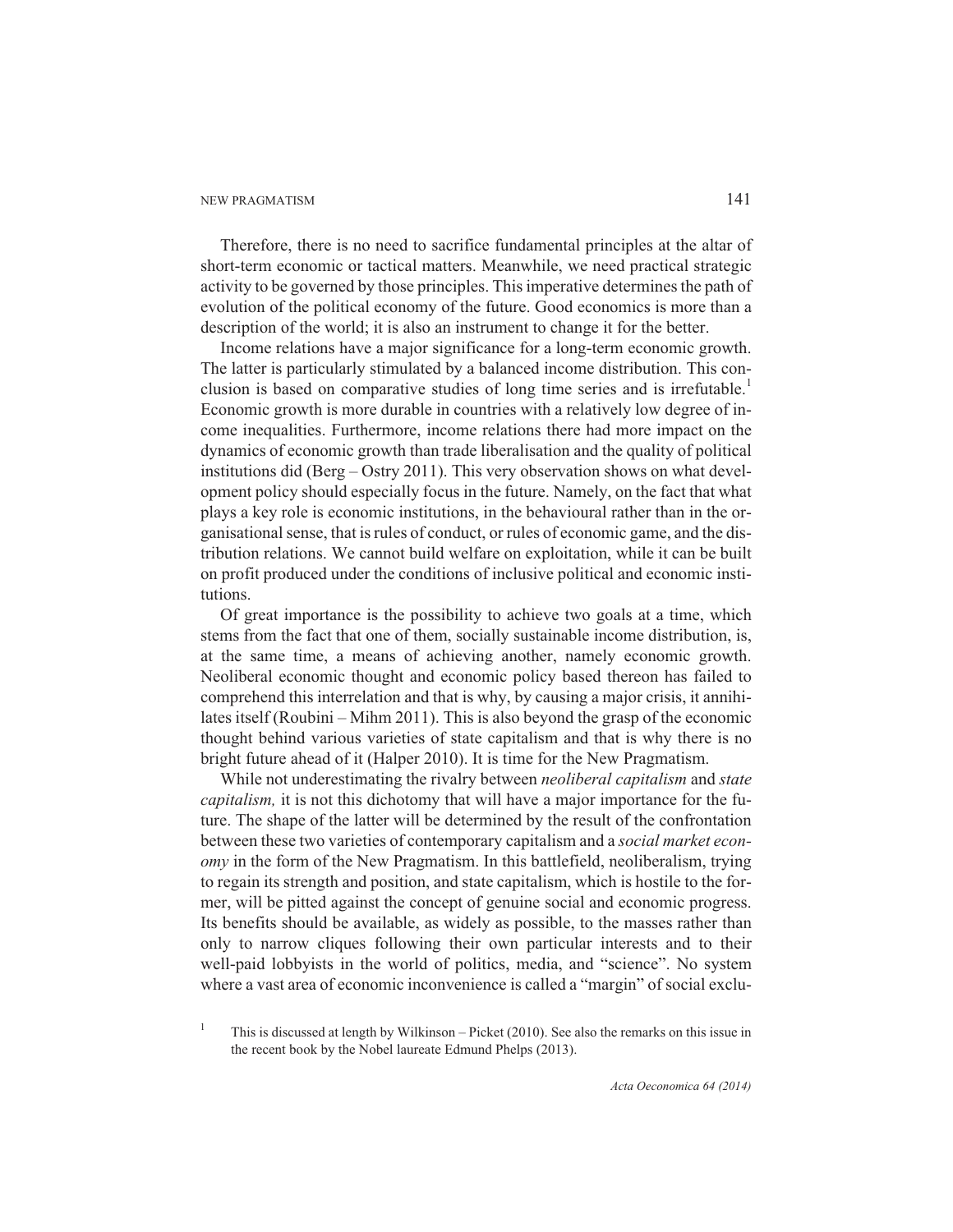Therefore, there is no need to sacrifice fundamental principles at the altar of short-term economic or tactical matters. Meanwhile, we need practical strategic activity to be governed by those principles. This imperative determines the path of evolution of the political economy of the future. Good economics is more than a description of the world; it is also an instrument to change it for the better.

Income relations have a major significance for a long-term economic growth. The latter is particularly stimulated by a balanced income distribution. This conclusion is based on comparative studies of long time series and is irrefutable.[1] Economic growth is more durable in countries with a relatively low degree of income inequalities. Furthermore, income relations there had more impact on the dynamics of economic growth than trade liberalisation and the quality of political institutions did (Berg – Ostry 2011). This very observation shows on what development policy should especially focus in the future. Namely, on the fact that what plays a key role is economic institutions, in the behavioural rather than in the organisational sense, that is rules of conduct, or rules of economic game, and the distribution relations. We cannot build welfare on exploitation, while it can be built on profit produced under the conditions of inclusive political and economic institutions.

Of great importance is the possibility to achieve two goals at a time, which stems from the fact that one of them, socially sustainable income distribution, is, at the same time, a means of achieving another, namely economic growth. Neoliberal economic thought and economic policy based thereon has failed to comprehend this interrelation and that is why, by causing a major crisis, it annihilates itself (Roubini – Mihm 2011). This is also beyond the grasp of the economic thought behind various varieties of state capitalism and that is why there is no bright future ahead of it (Halper 2010). It is time for the New Pragmatism.

While not underestimating the rivalry between *neoliberal capitalism* and *state capitalism,* it is not this dichotomy that will have a major importance for the future. The shape of the latter will be determined by the result of the confrontation between these two varieties of contemporary capitalism and a *social market economy* in the form of the New Pragmatism. In this battlefield, neoliberalism, trying to regain its strength and position, and state capitalism, which is hostile to the former, will be pitted against the concept of genuine social and economic progress. Its benefits should be available, as widely as possible, to the masses rather than only to narrow cliques following their own particular interests and to their well-paid lobbyists in the world of politics, media, and "science". No system where a vast area of economic inconvenience is called a "margin" of social exclu-

[1] This is discussed at length by Wilkinson – Picket (2010). See also the remarks on this issue in the recent book by the Nobel laureate Edmund Phelps (2013).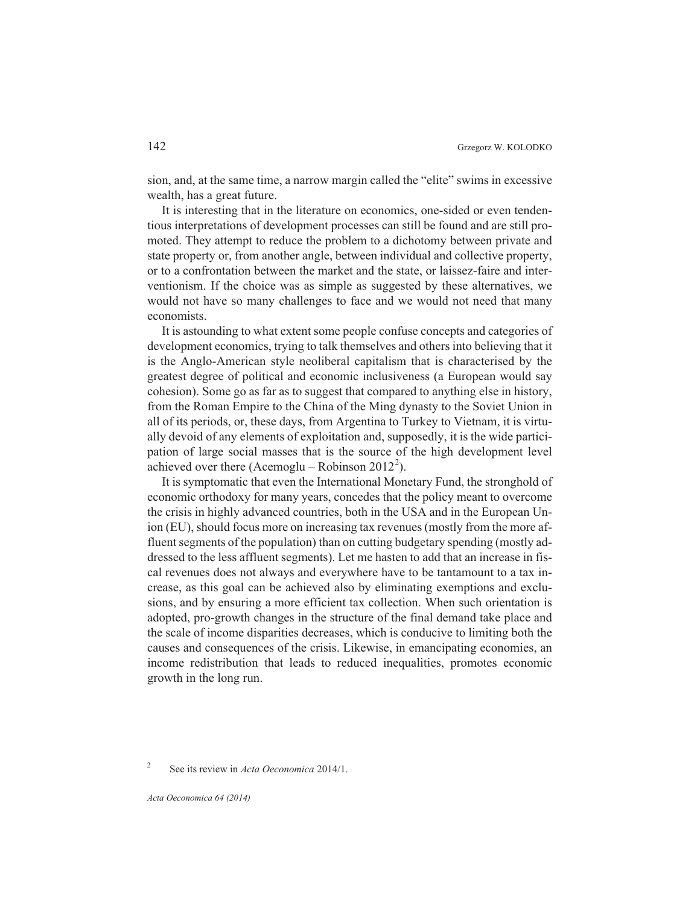sion, and, at the same time, a narrow margin called the "elite" swims in excessive wealth, has a great future.

It is interesting that in the literature on economics, one-sided or even tendentious interpretations of development processes can still be found and are still promoted. They attempt to reduce the problem to a dichotomy between private and state property or, from another angle, between individual and collective property, or to a confrontation between the market and the state, or laissez-faire and interventionism. If the choice was as simple as suggested by these alternatives, we would not have so many challenges to face and we would not need that many economists.

It is astounding to what extent some people confuse concepts and categories of development economics, trying to talk themselves and others into believing that it is the Anglo-American style neoliberal capitalism that is characterised by the greatest degree of political and economic inclusiveness (a European would say cohesion). Some go as far as to suggest that compared to anything else in history, from the Roman Empire to the China of the Ming dynasty to the Soviet Union in all of its periods, or, these days, from Argentina to Turkey to Vietnam, it is virtually devoid of any elements of exploitation and, supposedly, it is the wide participation of large social masses that is the source of the high development level achieved over there (Acemoglu – Robinson 2012[2]).

It is symptomatic that even the International Monetary Fund, the stronghold of economic orthodoxy for many years, concedes that the policy meant to overcome the crisis in highly advanced countries, both in the USA and in the European Union (EU), should focus more on increasing tax revenues (mostly from the more affluent segments of the population) than on cutting budgetary spending (mostly addressed to the less affluent segments). Let me hasten to add that an increase in fiscal revenues does not always and everywhere have to be tantamount to a tax increase, as this goal can be achieved also by eliminating exemptions and exclusions, and by ensuring a more efficient tax collection. When such orientation is adopted, pro-growth changes in the structure of the final demand take place and the scale of income disparities decreases, which is conducive to limiting both the causes and consequences of the crisis. Likewise, in emancipating economies, an income redistribution that leads to reduced inequalities, promotes economic growth in the long run.

[2] See its review in *Acta Oeconomica* 2014/1.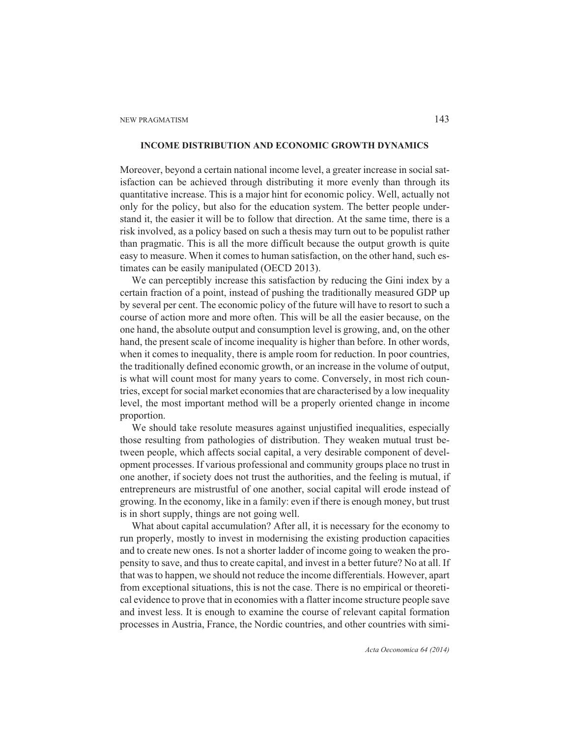## INCOME DISTRIBUTION AND ECONOMIC GROWTH DYNAMICS

Moreover, beyond a certain national income level, a greater increase in social satisfaction can be achieved through distributing it more evenly than through its quantitative increase. This is a major hint for economic policy. Well, actually not only for the policy, but also for the education system. The better people understand it, the easier it will be to follow that direction. At the same time, there is a risk involved, as a policy based on such a thesis may turn out to be populist rather than pragmatic. This is all the more difficult because the output growth is quite easy to measure. When it comes to human satisfaction, on the other hand, such estimates can be easily manipulated (OECD 2013).

We can perceptibly increase this satisfaction by reducing the Gini index by a certain fraction of a point, instead of pushing the traditionally measured GDP up by several per cent. The economic policy of the future will have to resort to such a course of action more and more often. This will be all the easier because, on the one hand, the absolute output and consumption level is growing, and, on the other hand, the present scale of income inequality is higher than before. In other words, when it comes to inequality, there is ample room for reduction. In poor countries, the traditionally defined economic growth, or an increase in the volume of output, is what will count most for many years to come. Conversely, in most rich countries, except for social market economies that are characterised by a low inequality level, the most important method will be a properly oriented change in income proportion.

We should take resolute measures against unjustified inequalities, especially those resulting from pathologies of distribution. They weaken mutual trust between people, which affects social capital, a very desirable component of development processes. If various professional and community groups place no trust in one another, if society does not trust the authorities, and the feeling is mutual, if entrepreneurs are mistrustful of one another, social capital will erode instead of growing. In the economy, like in a family: even if there is enough money, but trust is in short supply, things are not going well.

What about capital accumulation? After all, it is necessary for the economy to run properly, mostly to invest in modernising the existing production capacities and to create new ones. Is not a shorter ladder of income going to weaken the propensity to save, and thus to create capital, and invest in a better future? No at all. If that was to happen, we should not reduce the income differentials. However, apart from exceptional situations, this is not the case. There is no empirical or theoretical evidence to prove that in economies with a flatter income structure people save and invest less. It is enough to examine the course of relevant capital formation processes in Austria, France, the Nordic countries, and other countries with simi-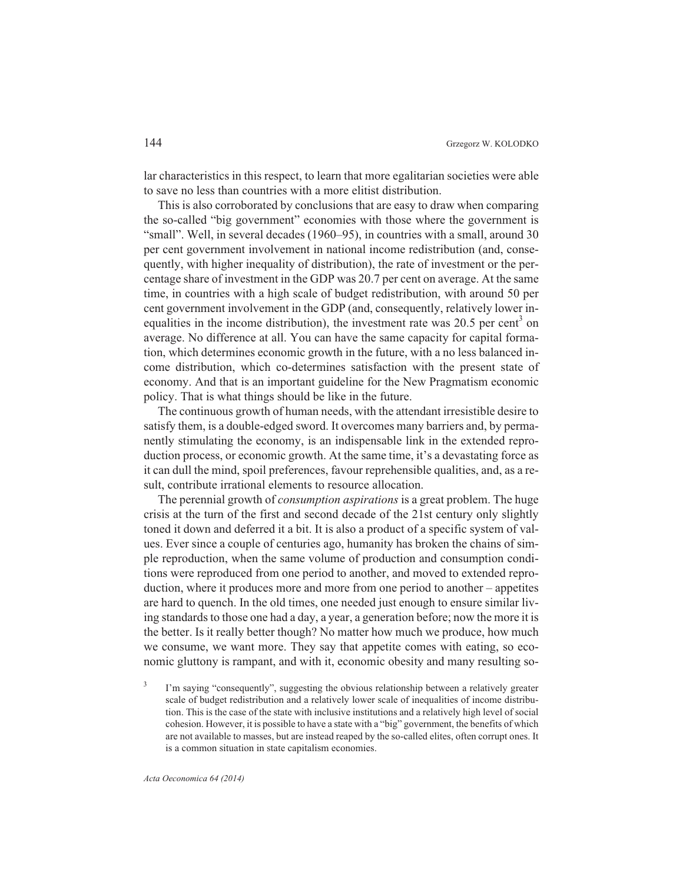lar characteristics in this respect, to learn that more egalitarian societies were able to save no less than countries with a more elitist distribution.

This is also corroborated by conclusions that are easy to draw when comparing the so-called "big government" economies with those where the government is "small". Well, in several decades (1960–95), in countries with a small, around 30 per cent government involvement in national income redistribution (and, consequently, with higher inequality of distribution), the rate of investment or the percentage share of investment in the GDP was 20.7 per cent on average. At the same time, in countries with a high scale of budget redistribution, with around 50 per cent government involvement in the GDP (and, consequently, relatively lower inequalities in the income distribution), the investment rate was 20.5 per cent[3] on average. No difference at all. You can have the same capacity for capital formation, which determines economic growth in the future, with a no less balanced income distribution, which co-determines satisfaction with the present state of economy. And that is an important guideline for the New Pragmatism economic policy. That is what things should be like in the future.

The continuous growth of human needs, with the attendant irresistible desire to satisfy them, is a double-edged sword. It overcomes many barriers and, by permanently stimulating the economy, is an indispensable link in the extended reproduction process, or economic growth. At the same time, it's a devastating force as it can dull the mind, spoil preferences, favour reprehensible qualities, and, as a result, contribute irrational elements to resource allocation.

The perennial growth of *consumption aspirations* is a great problem. The huge crisis at the turn of the first and second decade of the 21st century only slightly toned it down and deferred it a bit. It is also a product of a specific system of values. Ever since a couple of centuries ago, humanity has broken the chains of simple reproduction, when the same volume of production and consumption conditions were reproduced from one period to another, and moved to extended reproduction, where it produces more and more from one period to another – appetites are hard to quench. In the old times, one needed just enough to ensure similar living standards to those one had a day, a year, a generation before; now the more it is the better. Is it really better though? No matter how much we produce, how much we consume, we want more. They say that appetite comes with eating, so economic gluttony is rampant, and with it, economic obesity and many resulting so-

[3] I'm saying "consequently", suggesting the obvious relationship between a relatively greater scale of budget redistribution and a relatively lower scale of inequalities of income distribution. This is the case of the state with inclusive institutions and a relatively high level of social cohesion. However, it is possible to have a state with a "big" government, the benefits of which are not available to masses, but are instead reaped by the so-called elites, often corrupt ones. It is a common situation in state capitalism economies.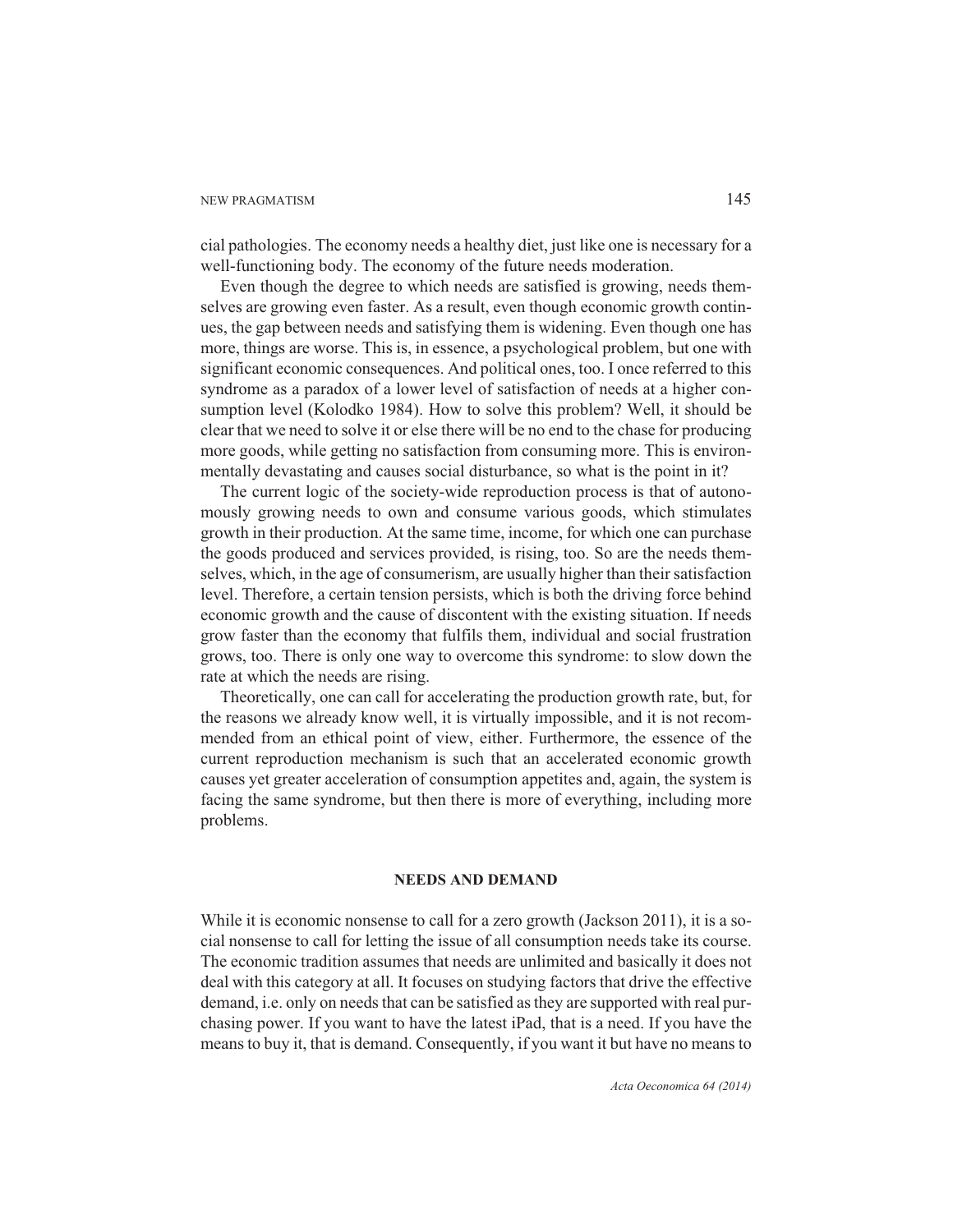cial pathologies. The economy needs a healthy diet, just like one is necessary for a well-functioning body. The economy of the future needs moderation.

Even though the degree to which needs are satisfied is growing, needs themselves are growing even faster. As a result, even though economic growth continues, the gap between needs and satisfying them is widening. Even though one has more, things are worse. This is, in essence, a psychological problem, but one with significant economic consequences. And political ones, too. I once referred to this syndrome as a paradox of a lower level of satisfaction of needs at a higher consumption level (Kolodko 1984). How to solve this problem? Well, it should be clear that we need to solve it or else there will be no end to the chase for producing more goods, while getting no satisfaction from consuming more. This is environmentally devastating and causes social disturbance, so what is the point in it?

The current logic of the society-wide reproduction process is that of autonomously growing needs to own and consume various goods, which stimulates growth in their production. At the same time, income, for which one can purchase the goods produced and services provided, is rising, too. So are the needs themselves, which, in the age of consumerism, are usually higher than their satisfaction level. Therefore, a certain tension persists, which is both the driving force behind economic growth and the cause of discontent with the existing situation. If needs grow faster than the economy that fulfils them, individual and social frustration grows, too. There is only one way to overcome this syndrome: to slow down the rate at which the needs are rising.

Theoretically, one can call for accelerating the production growth rate, but, for the reasons we already know well, it is virtually impossible, and it is not recommended from an ethical point of view, either. Furthermore, the essence of the current reproduction mechanism is such that an accelerated economic growth causes yet greater acceleration of consumption appetites and, again, the system is facing the same syndrome, but then there is more of everything, including more problems.

## NEEDS AND DEMAND

While it is economic nonsense to call for a zero growth (Jackson 2011), it is a social nonsense to call for letting the issue of all consumption needs take its course. The economic tradition assumes that needs are unlimited and basically it does not deal with this category at all. It focuses on studying factors that drive the effective demand, i.e. only on needs that can be satisfied as they are supported with real purchasing power. If you want to have the latest iPad, that is a need. If you have the means to buy it, that is demand. Consequently, if you want it but have no means to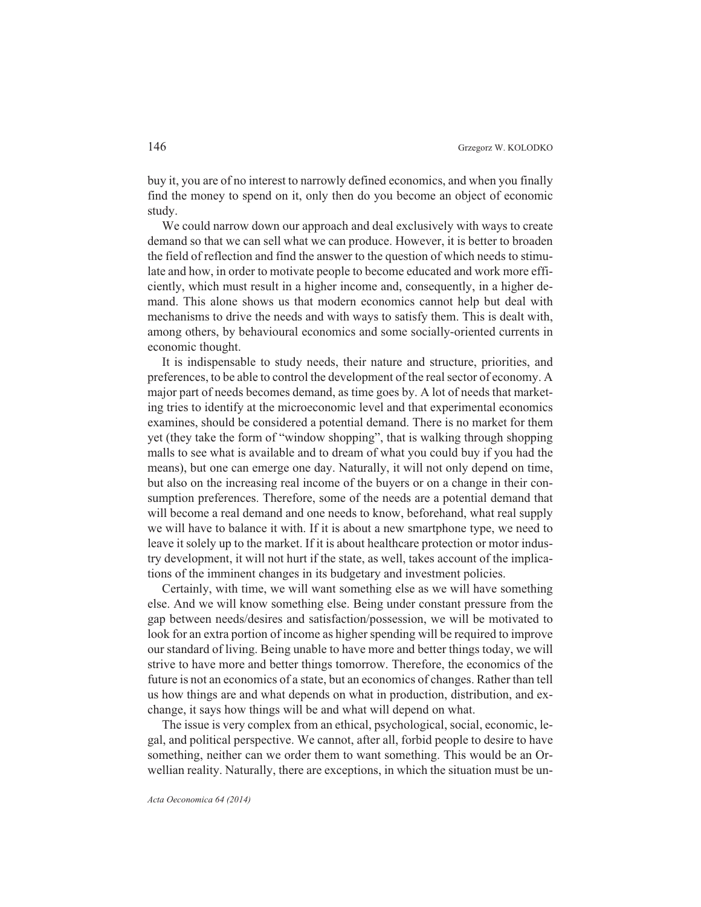buy it, you are of no interest to narrowly defined economics, and when you finally find the money to spend on it, only then do you become an object of economic study.

We could narrow down our approach and deal exclusively with ways to create demand so that we can sell what we can produce. However, it is better to broaden the field of reflection and find the answer to the question of which needs to stimulate and how, in order to motivate people to become educated and work more efficiently, which must result in a higher income and, consequently, in a higher demand. This alone shows us that modern economics cannot help but deal with mechanisms to drive the needs and with ways to satisfy them. This is dealt with, among others, by behavioural economics and some socially-oriented currents in economic thought.

It is indispensable to study needs, their nature and structure, priorities, and preferences, to be able to control the development of the real sector of economy. A major part of needs becomes demand, as time goes by. A lot of needs that marketing tries to identify at the microeconomic level and that experimental economics examines, should be considered a potential demand. There is no market for them yet (they take the form of "window shopping", that is walking through shopping malls to see what is available and to dream of what you could buy if you had the means), but one can emerge one day. Naturally, it will not only depend on time, but also on the increasing real income of the buyers or on a change in their consumption preferences. Therefore, some of the needs are a potential demand that will become a real demand and one needs to know, beforehand, what real supply we will have to balance it with. If it is about a new smartphone type, we need to leave it solely up to the market. If it is about healthcare protection or motor industry development, it will not hurt if the state, as well, takes account of the implications of the imminent changes in its budgetary and investment policies.

Certainly, with time, we will want something else as we will have something else. And we will know something else. Being under constant pressure from the gap between needs/desires and satisfaction/possession, we will be motivated to look for an extra portion of income as higher spending will be required to improve our standard of living. Being unable to have more and better things today, we will strive to have more and better things tomorrow. Therefore, the economics of the future is not an economics of a state, but an economics of changes. Rather than tell us how things are and what depends on what in production, distribution, and exchange, it says how things will be and what will depend on what.

The issue is very complex from an ethical, psychological, social, economic, legal, and political perspective. We cannot, after all, forbid people to desire to have something, neither can we order them to want something. This would be an Orwellian reality. Naturally, there are exceptions, in which the situation must be un-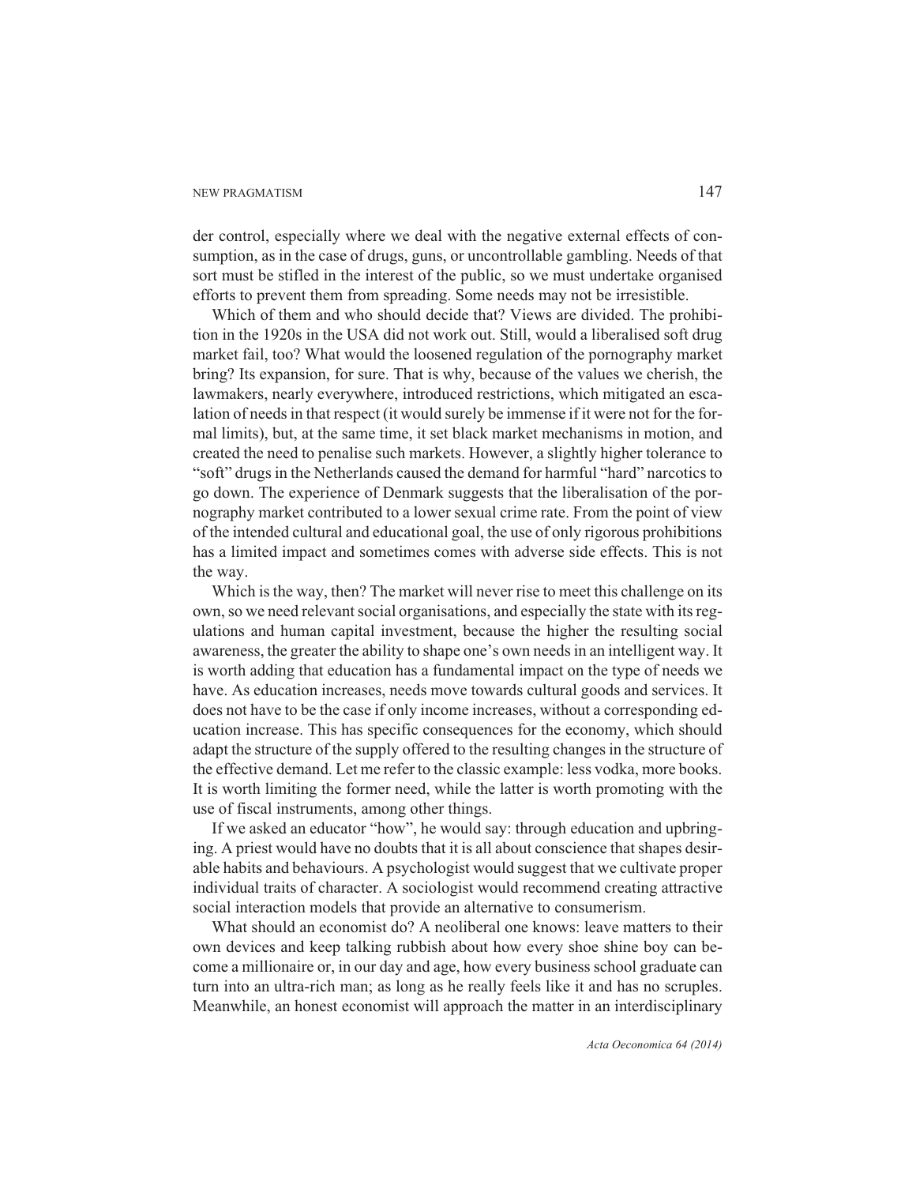der control, especially where we deal with the negative external effects of consumption, as in the case of drugs, guns, or uncontrollable gambling. Needs of that sort must be stifled in the interest of the public, so we must undertake organised efforts to prevent them from spreading. Some needs may not be irresistible.

Which of them and who should decide that? Views are divided. The prohibition in the 1920s in the USA did not work out. Still, would a liberalised soft drug market fail, too? What would the loosened regulation of the pornography market bring? Its expansion, for sure. That is why, because of the values we cherish, the lawmakers, nearly everywhere, introduced restrictions, which mitigated an escalation of needs in that respect (it would surely be immense if it were not for the formal limits), but, at the same time, it set black market mechanisms in motion, and created the need to penalise such markets. However, a slightly higher tolerance to "soft" drugs in the Netherlands caused the demand for harmful "hard" narcotics to go down. The experience of Denmark suggests that the liberalisation of the pornography market contributed to a lower sexual crime rate. From the point of view of the intended cultural and educational goal, the use of only rigorous prohibitions has a limited impact and sometimes comes with adverse side effects. This is not the way.

Which is the way, then? The market will never rise to meet this challenge on its own, so we need relevant social organisations, and especially the state with its regulations and human capital investment, because the higher the resulting social awareness, the greater the ability to shape one's own needs in an intelligent way. It is worth adding that education has a fundamental impact on the type of needs we have. As education increases, needs move towards cultural goods and services. It does not have to be the case if only income increases, without a corresponding education increase. This has specific consequences for the economy, which should adapt the structure of the supply offered to the resulting changes in the structure of the effective demand. Let me refer to the classic example: less vodka, more books. It is worth limiting the former need, while the latter is worth promoting with the use of fiscal instruments, among other things.

If we asked an educator "how", he would say: through education and upbringing. A priest would have no doubts that it is all about conscience that shapes desirable habits and behaviours. A psychologist would suggest that we cultivate proper individual traits of character. A sociologist would recommend creating attractive social interaction models that provide an alternative to consumerism.

What should an economist do? A neoliberal one knows: leave matters to their own devices and keep talking rubbish about how every shoe shine boy can become a millionaire or, in our day and age, how every business school graduate can turn into an ultra-rich man; as long as he really feels like it and has no scruples. Meanwhile, an honest economist will approach the matter in an interdisciplinary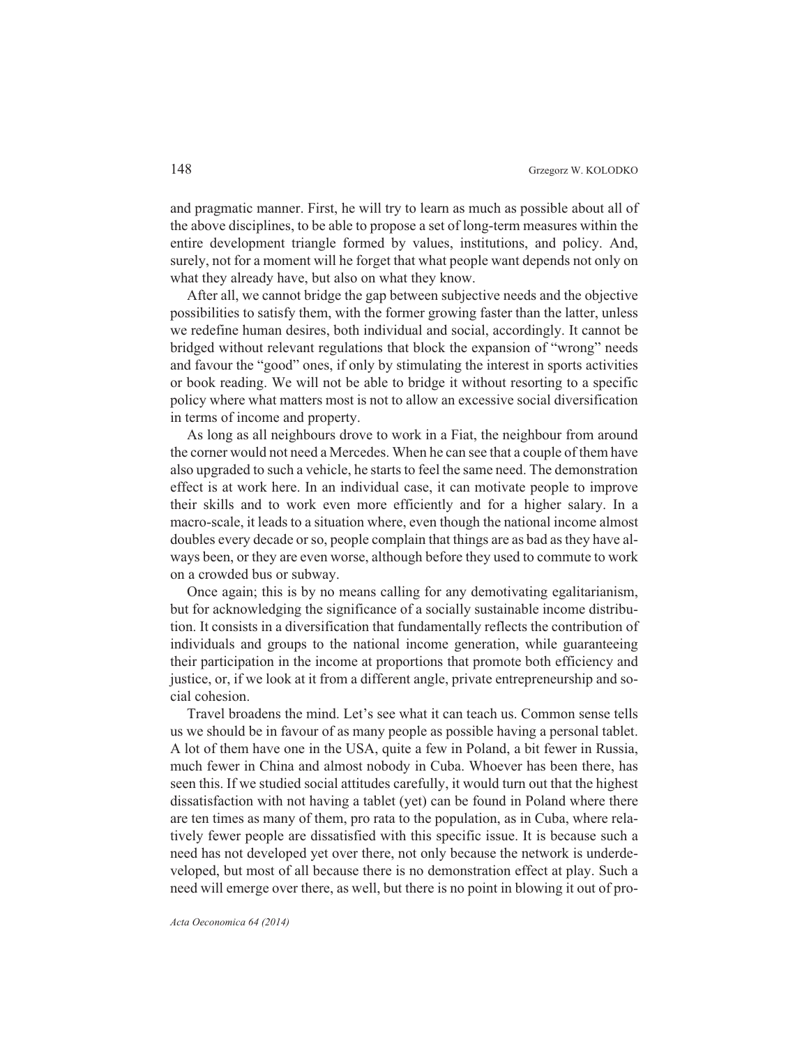and pragmatic manner. First, he will try to learn as much as possible about all of the above disciplines, to be able to propose a set of long-term measures within the entire development triangle formed by values, institutions, and policy. And, surely, not for a moment will he forget that what people want depends not only on what they already have, but also on what they know.

After all, we cannot bridge the gap between subjective needs and the objective possibilities to satisfy them, with the former growing faster than the latter, unless we redefine human desires, both individual and social, accordingly. It cannot be bridged without relevant regulations that block the expansion of "wrong" needs and favour the "good" ones, if only by stimulating the interest in sports activities or book reading. We will not be able to bridge it without resorting to a specific policy where what matters most is not to allow an excessive social diversification in terms of income and property.

As long as all neighbours drove to work in a Fiat, the neighbour from around the corner would not need a Mercedes. When he can see that a couple of them have also upgraded to such a vehicle, he starts to feel the same need. The demonstration effect is at work here. In an individual case, it can motivate people to improve their skills and to work even more efficiently and for a higher salary. In a macro-scale, it leads to a situation where, even though the national income almost doubles every decade or so, people complain that things are as bad as they have always been, or they are even worse, although before they used to commute to work on a crowded bus or subway.

Once again; this is by no means calling for any demotivating egalitarianism, but for acknowledging the significance of a socially sustainable income distribution. It consists in a diversification that fundamentally reflects the contribution of individuals and groups to the national income generation, while guaranteeing their participation in the income at proportions that promote both efficiency and justice, or, if we look at it from a different angle, private entrepreneurship and social cohesion.

Travel broadens the mind. Let's see what it can teach us. Common sense tells us we should be in favour of as many people as possible having a personal tablet. A lot of them have one in the USA, quite a few in Poland, a bit fewer in Russia, much fewer in China and almost nobody in Cuba. Whoever has been there, has seen this. If we studied social attitudes carefully, it would turn out that the highest dissatisfaction with not having a tablet (yet) can be found in Poland where there are ten times as many of them, pro rata to the population, as in Cuba, where relatively fewer people are dissatisfied with this specific issue. It is because such a need has not developed yet over there, not only because the network is underdeveloped, but most of all because there is no demonstration effect at play. Such a need will emerge over there, as well, but there is no point in blowing it out of pro-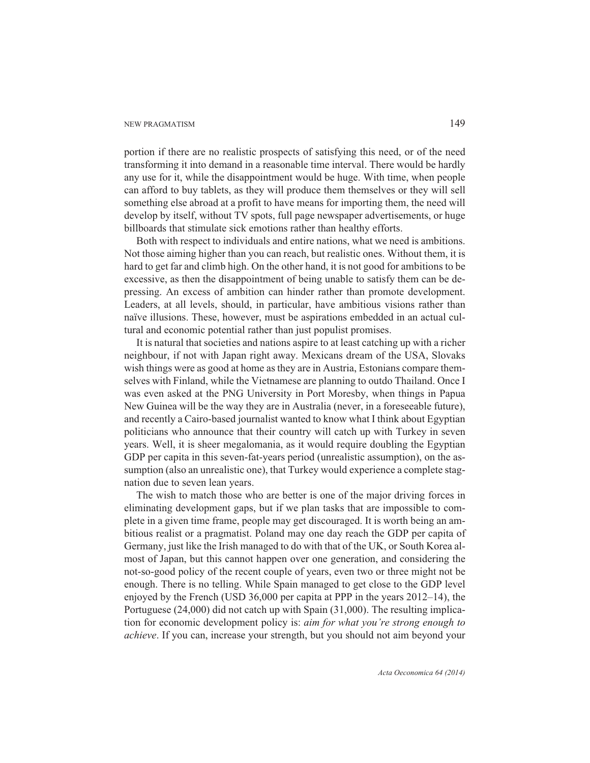portion if there are no realistic prospects of satisfying this need, or of the need transforming it into demand in a reasonable time interval. There would be hardly any use for it, while the disappointment would be huge. With time, when people can afford to buy tablets, as they will produce them themselves or they will sell something else abroad at a profit to have means for importing them, the need will develop by itself, without TV spots, full page newspaper advertisements, or huge billboards that stimulate sick emotions rather than healthy efforts.

Both with respect to individuals and entire nations, what we need is ambitions. Not those aiming higher than you can reach, but realistic ones. Without them, it is hard to get far and climb high. On the other hand, it is not good for ambitions to be excessive, as then the disappointment of being unable to satisfy them can be depressing. An excess of ambition can hinder rather than promote development. Leaders, at all levels, should, in particular, have ambitious visions rather than naïve illusions. These, however, must be aspirations embedded in an actual cultural and economic potential rather than just populist promises.

It is natural that societies and nations aspire to at least catching up with a richer neighbour, if not with Japan right away. Mexicans dream of the USA, Slovaks wish things were as good at home as they are in Austria, Estonians compare themselves with Finland, while the Vietnamese are planning to outdo Thailand. Once I was even asked at the PNG University in Port Moresby, when things in Papua New Guinea will be the way they are in Australia (never, in a foreseeable future), and recently a Cairo-based journalist wanted to know what I think about Egyptian politicians who announce that their country will catch up with Turkey in seven years. Well, it is sheer megalomania, as it would require doubling the Egyptian GDP per capita in this seven-fat-years period (unrealistic assumption), on the assumption (also an unrealistic one), that Turkey would experience a complete stagnation due to seven lean years.

The wish to match those who are better is one of the major driving forces in eliminating development gaps, but if we plan tasks that are impossible to complete in a given time frame, people may get discouraged. It is worth being an ambitious realist or a pragmatist. Poland may one day reach the GDP per capita of Germany, just like the Irish managed to do with that of the UK, or South Korea almost of Japan, but this cannot happen over one generation, and considering the not-so-good policy of the recent couple of years, even two or three might not be enough. There is no telling. While Spain managed to get close to the GDP level enjoyed by the French (USD 36,000 per capita at PPP in the years 2012–14), the Portuguese (24,000) did not catch up with Spain (31,000). The resulting implication for economic development policy is: *aim for what you're strong enough to achieve*. If you can, increase your strength, but you should not aim beyond your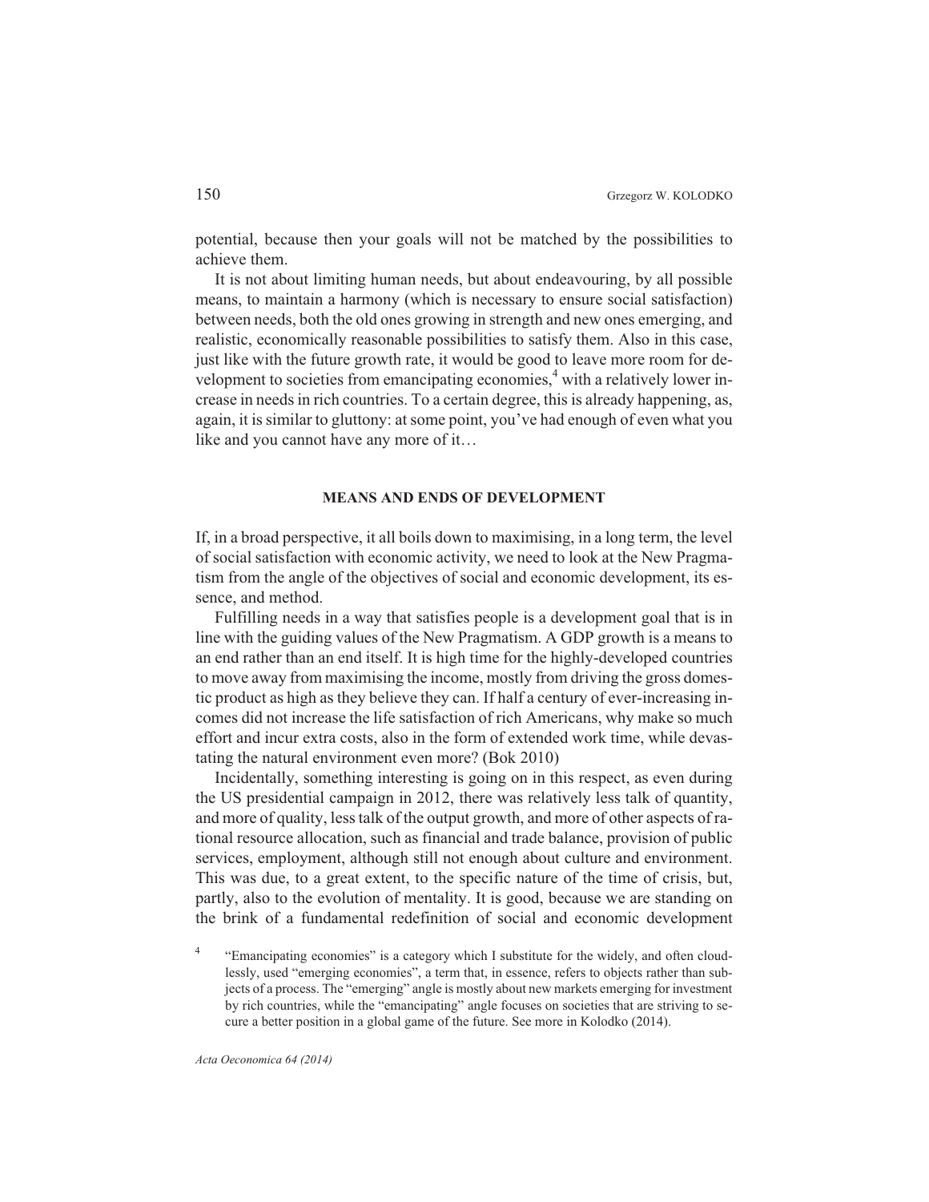potential, because then your goals will not be matched by the possibilities to achieve them.

It is not about limiting human needs, but about endeavouring, by all possible means, to maintain a harmony (which is necessary to ensure social satisfaction) between needs, both the old ones growing in strength and new ones emerging, and realistic, economically reasonable possibilities to satisfy them. Also in this case, just like with the future growth rate, it would be good to leave more room for development to societies from emancipating economies,[4] with a relatively lower increase in needs in rich countries. To a certain degree, this is already happening, as, again, it is similar to gluttony: at some point, you've had enough of even what you like and you cannot have any more of it…

## MEANS AND ENDS OF DEVELOPMENT

If, in a broad perspective, it all boils down to maximising, in a long term, the level of social satisfaction with economic activity, we need to look at the New Pragmatism from the angle of the objectives of social and economic development, its essence, and method.

Fulfilling needs in a way that satisfies people is a development goal that is in line with the guiding values of the New Pragmatism. A GDP growth is a means to an end rather than an end itself. It is high time for the highly-developed countries to move away from maximising the income, mostly from driving the gross domestic product as high as they believe they can. If half a century of ever-increasing incomes did not increase the life satisfaction of rich Americans, why make so much effort and incur extra costs, also in the form of extended work time, while devastating the natural environment even more? (Bok 2010)

Incidentally, something interesting is going on in this respect, as even during the US presidential campaign in 2012, there was relatively less talk of quantity, and more of quality, less talk of the output growth, and more of other aspects of rational resource allocation, such as financial and trade balance, provision of public services, employment, although still not enough about culture and environment. This was due, to a great extent, to the specific nature of the time of crisis, but, partly, also to the evolution of mentality. It is good, because we are standing on the brink of a fundamental redefinition of social and economic development

[4] "Emancipating economies" is a category which I substitute for the widely, and often cloudlessly, used "emerging economies", a term that, in essence, refers to objects rather than subjects of a process. The "emerging" angle is mostly about new markets emerging for investment by rich countries, while the "emancipating" angle focuses on societies that are striving to secure a better position in a global game of the future. See more in Kolodko (2014).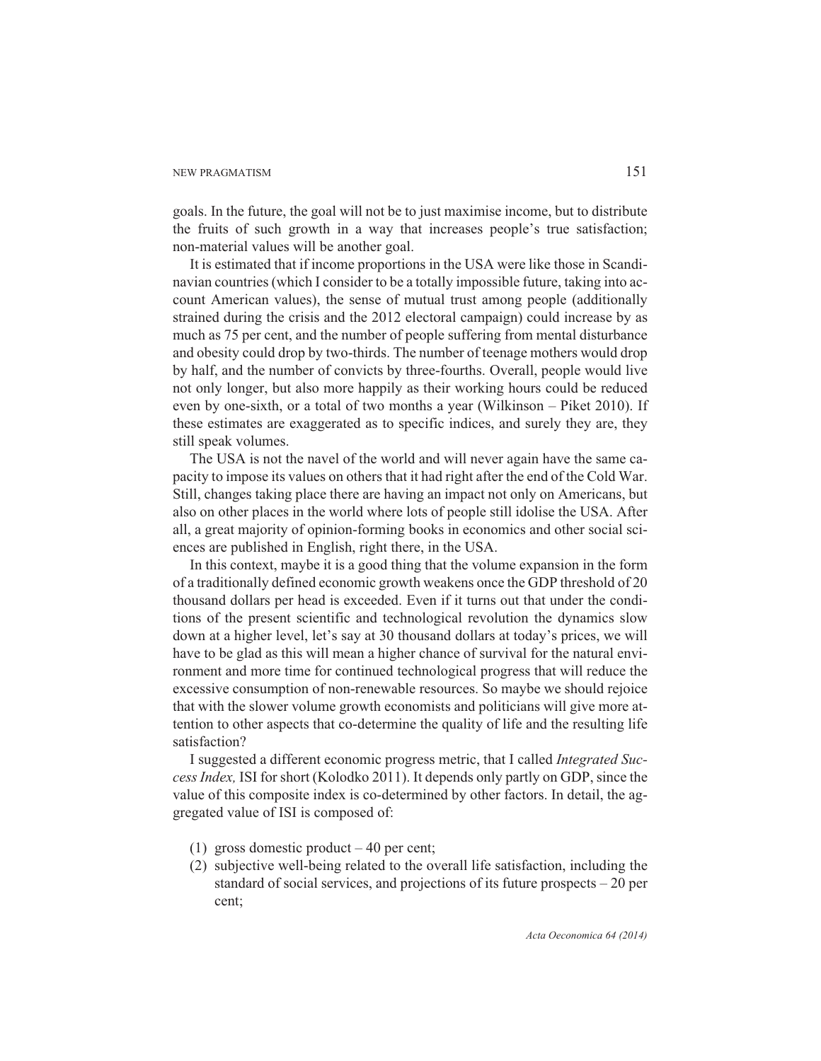goals. In the future, the goal will not be to just maximise income, but to distribute the fruits of such growth in a way that increases people's true satisfaction; non-material values will be another goal.

It is estimated that if income proportions in the USA were like those in Scandinavian countries (which I consider to be a totally impossible future, taking into account American values), the sense of mutual trust among people (additionally strained during the crisis and the 2012 electoral campaign) could increase by as much as 75 per cent, and the number of people suffering from mental disturbance and obesity could drop by two-thirds. The number of teenage mothers would drop by half, and the number of convicts by three-fourths. Overall, people would live not only longer, but also more happily as their working hours could be reduced even by one-sixth, or a total of two months a year (Wilkinson – Piket 2010). If these estimates are exaggerated as to specific indices, and surely they are, they still speak volumes.

The USA is not the navel of the world and will never again have the same capacity to impose its values on others that it had right after the end of the Cold War. Still, changes taking place there are having an impact not only on Americans, but also on other places in the world where lots of people still idolise the USA. After all, a great majority of opinion-forming books in economics and other social sciences are published in English, right there, in the USA.

In this context, maybe it is a good thing that the volume expansion in the form of a traditionally defined economic growth weakens once the GDP threshold of 20 thousand dollars per head is exceeded. Even if it turns out that under the conditions of the present scientific and technological revolution the dynamics slow down at a higher level, let's say at 30 thousand dollars at today's prices, we will have to be glad as this will mean a higher chance of survival for the natural environment and more time for continued technological progress that will reduce the excessive consumption of non-renewable resources. So maybe we should rejoice that with the slower volume growth economists and politicians will give more attention to other aspects that co-determine the quality of life and the resulting life satisfaction?

I suggested a different economic progress metric, that I called *Integrated Success Index,* ISI for short (Kolodko 2011). It depends only partly on GDP, since the value of this composite index is co-determined by other factors. In detail, the aggregated value of ISI is composed of:

(1) gross domestic product – 40 per cent;
(2) subjective well-being related to the overall life satisfaction, including the standard of social services, and projections of its future prospects – 20 per cent;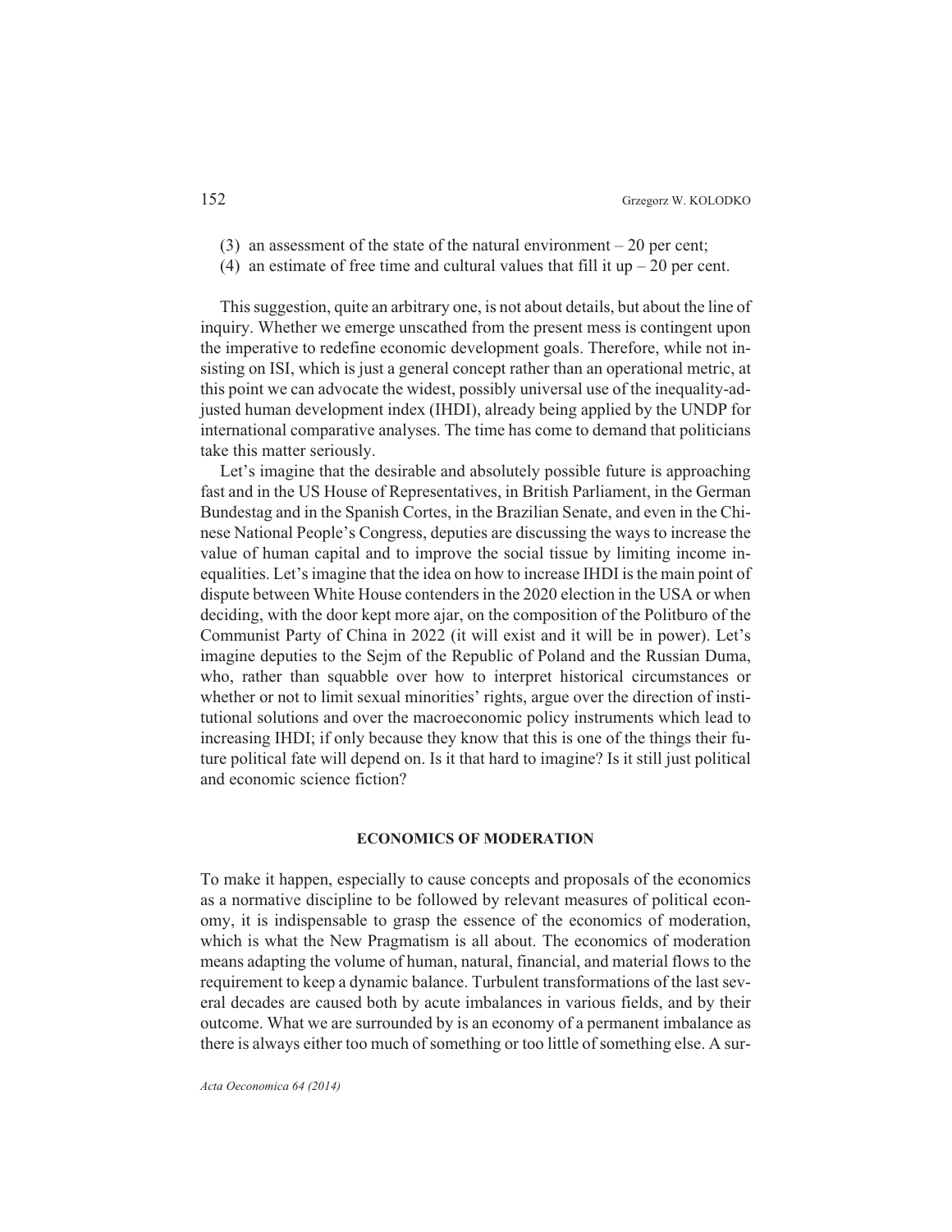(3) an assessment of the state of the natural environment – 20 per cent;
(4) an estimate of free time and cultural values that fill it up – 20 per cent.

This suggestion, quite an arbitrary one, is not about details, but about the line of inquiry. Whether we emerge unscathed from the present mess is contingent upon the imperative to redefine economic development goals. Therefore, while not insisting on ISI, which is just a general concept rather than an operational metric, at this point we can advocate the widest, possibly universal use of the inequality-adjusted human development index (IHDI), already being applied by the UNDP for international comparative analyses. The time has come to demand that politicians take this matter seriously.

Let's imagine that the desirable and absolutely possible future is approaching fast and in the US House of Representatives, in British Parliament, in the German Bundestag and in the Spanish Cortes, in the Brazilian Senate, and even in the Chinese National People's Congress, deputies are discussing the ways to increase the value of human capital and to improve the social tissue by limiting income inequalities. Let's imagine that the idea on how to increase IHDI is the main point of dispute between White House contenders in the 2020 election in the USA or when deciding, with the door kept more ajar, on the composition of the Politburo of the Communist Party of China in 2022 (it will exist and it will be in power). Let's imagine deputies to the Sejm of the Republic of Poland and the Russian Duma, who, rather than squabble over how to interpret historical circumstances or whether or not to limit sexual minorities' rights, argue over the direction of institutional solutions and over the macroeconomic policy instruments which lead to increasing IHDI; if only because they know that this is one of the things their future political fate will depend on. Is it that hard to imagine? Is it still just political and economic science fiction?

## ECONOMICS OF MODERATION

To make it happen, especially to cause concepts and proposals of the economics as a normative discipline to be followed by relevant measures of political economy, it is indispensable to grasp the essence of the economics of moderation, which is what the New Pragmatism is all about. The economics of moderation means adapting the volume of human, natural, financial, and material flows to the requirement to keep a dynamic balance. Turbulent transformations of the last several decades are caused both by acute imbalances in various fields, and by their outcome. What we are surrounded by is an economy of a permanent imbalance as there is always either too much of something or too little of something else. A sur-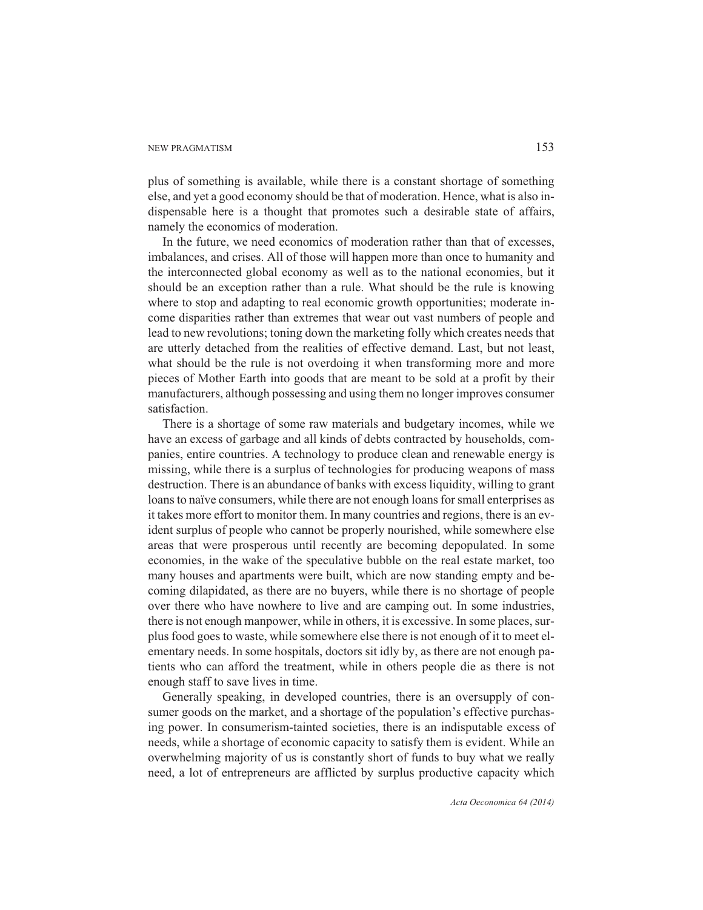plus of something is available, while there is a constant shortage of something else, and yet a good economy should be that of moderation. Hence, what is also indispensable here is a thought that promotes such a desirable state of affairs, namely the economics of moderation.

In the future, we need economics of moderation rather than that of excesses, imbalances, and crises. All of those will happen more than once to humanity and the interconnected global economy as well as to the national economies, but it should be an exception rather than a rule. What should be the rule is knowing where to stop and adapting to real economic growth opportunities; moderate income disparities rather than extremes that wear out vast numbers of people and lead to new revolutions; toning down the marketing folly which creates needs that are utterly detached from the realities of effective demand. Last, but not least, what should be the rule is not overdoing it when transforming more and more pieces of Mother Earth into goods that are meant to be sold at a profit by their manufacturers, although possessing and using them no longer improves consumer satisfaction.

There is a shortage of some raw materials and budgetary incomes, while we have an excess of garbage and all kinds of debts contracted by households, companies, entire countries. A technology to produce clean and renewable energy is missing, while there is a surplus of technologies for producing weapons of mass destruction. There is an abundance of banks with excess liquidity, willing to grant loans to naïve consumers, while there are not enough loans for small enterprises as it takes more effort to monitor them. In many countries and regions, there is an evident surplus of people who cannot be properly nourished, while somewhere else areas that were prosperous until recently are becoming depopulated. In some economies, in the wake of the speculative bubble on the real estate market, too many houses and apartments were built, which are now standing empty and becoming dilapidated, as there are no buyers, while there is no shortage of people over there who have nowhere to live and are camping out. In some industries, there is not enough manpower, while in others, it is excessive. In some places, surplus food goes to waste, while somewhere else there is not enough of it to meet elementary needs. In some hospitals, doctors sit idly by, as there are not enough patients who can afford the treatment, while in others people die as there is not enough staff to save lives in time.

Generally speaking, in developed countries, there is an oversupply of consumer goods on the market, and a shortage of the population's effective purchasing power. In consumerism-tainted societies, there is an indisputable excess of needs, while a shortage of economic capacity to satisfy them is evident. While an overwhelming majority of us is constantly short of funds to buy what we really need, a lot of entrepreneurs are afflicted by surplus productive capacity which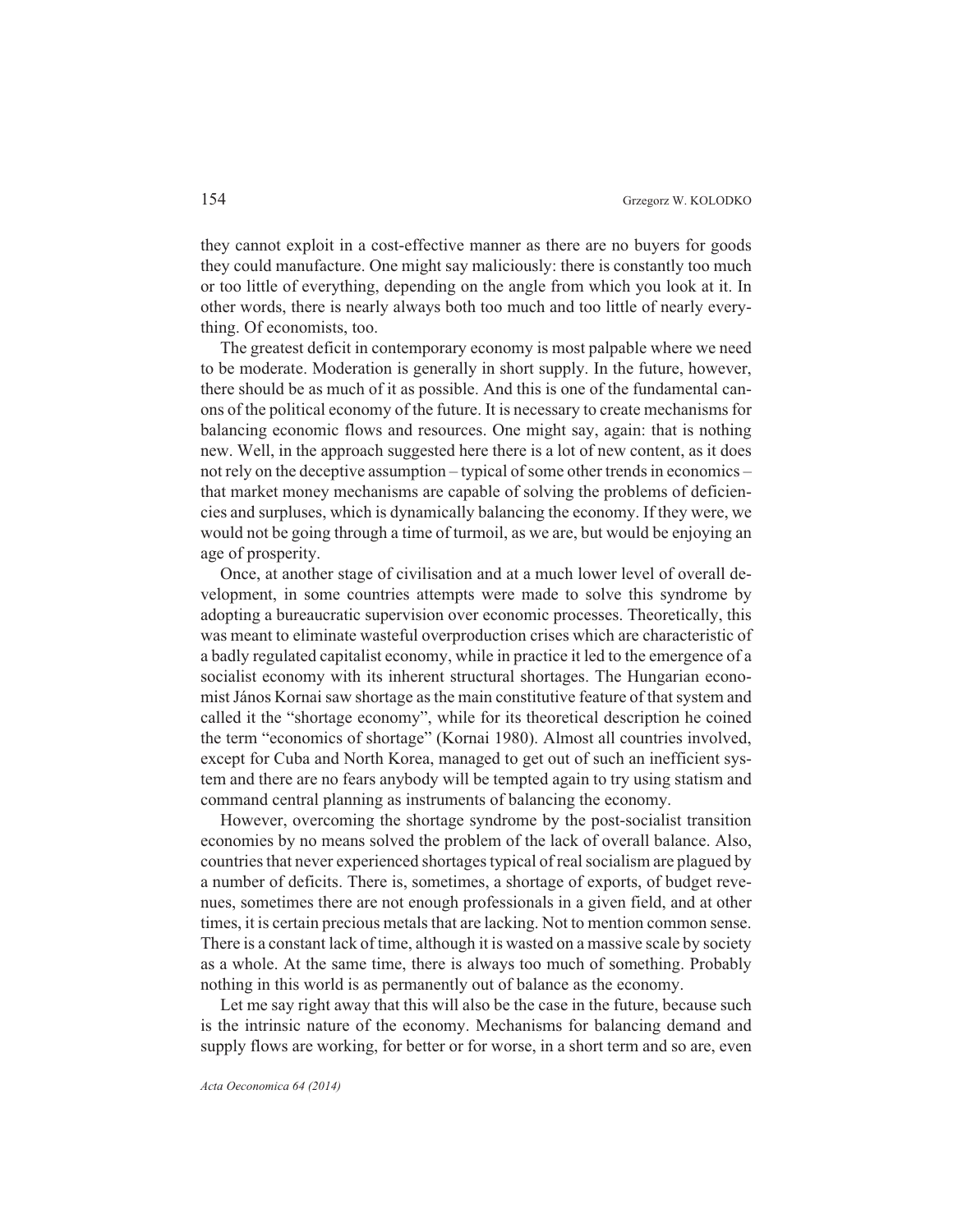they cannot exploit in a cost-effective manner as there are no buyers for goods they could manufacture. One might say maliciously: there is constantly too much or too little of everything, depending on the angle from which you look at it. In other words, there is nearly always both too much and too little of nearly everything. Of economists, too.

The greatest deficit in contemporary economy is most palpable where we need to be moderate. Moderation is generally in short supply. In the future, however, there should be as much of it as possible. And this is one of the fundamental canons of the political economy of the future. It is necessary to create mechanisms for balancing economic flows and resources. One might say, again: that is nothing new. Well, in the approach suggested here there is a lot of new content, as it does not rely on the deceptive assumption – typical of some other trends in economics – that market money mechanisms are capable of solving the problems of deficiencies and surpluses, which is dynamically balancing the economy. If they were, we would not be going through a time of turmoil, as we are, but would be enjoying an age of prosperity.

Once, at another stage of civilisation and at a much lower level of overall development, in some countries attempts were made to solve this syndrome by adopting a bureaucratic supervision over economic processes. Theoretically, this was meant to eliminate wasteful overproduction crises which are characteristic of a badly regulated capitalist economy, while in practice it led to the emergence of a socialist economy with its inherent structural shortages. The Hungarian economist János Kornai saw shortage as the main constitutive feature of that system and called it the "shortage economy", while for its theoretical description he coined the term "economics of shortage" (Kornai 1980). Almost all countries involved, except for Cuba and North Korea, managed to get out of such an inefficient system and there are no fears anybody will be tempted again to try using statism and command central planning as instruments of balancing the economy.

However, overcoming the shortage syndrome by the post-socialist transition economies by no means solved the problem of the lack of overall balance. Also, countries that never experienced shortages typical of real socialism are plagued by a number of deficits. There is, sometimes, a shortage of exports, of budget revenues, sometimes there are not enough professionals in a given field, and at other times, it is certain precious metals that are lacking. Not to mention common sense. There is a constant lack of time, although it is wasted on a massive scale by society as a whole. At the same time, there is always too much of something. Probably nothing in this world is as permanently out of balance as the economy.

Let me say right away that this will also be the case in the future, because such is the intrinsic nature of the economy. Mechanisms for balancing demand and supply flows are working, for better or for worse, in a short term and so are, even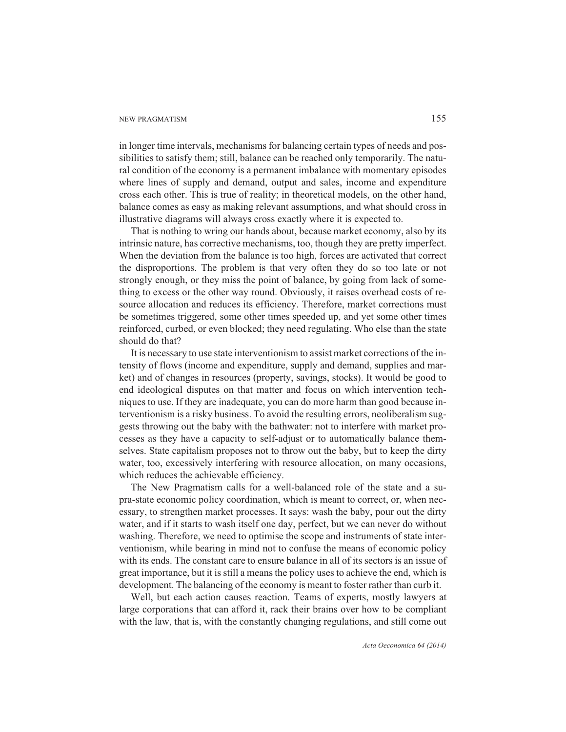in longer time intervals, mechanisms for balancing certain types of needs and possibilities to satisfy them; still, balance can be reached only temporarily. The natural condition of the economy is a permanent imbalance with momentary episodes where lines of supply and demand, output and sales, income and expenditure cross each other. This is true of reality; in theoretical models, on the other hand, balance comes as easy as making relevant assumptions, and what should cross in illustrative diagrams will always cross exactly where it is expected to.

That is nothing to wring our hands about, because market economy, also by its intrinsic nature, has corrective mechanisms, too, though they are pretty imperfect. When the deviation from the balance is too high, forces are activated that correct the disproportions. The problem is that very often they do so too late or not strongly enough, or they miss the point of balance, by going from lack of something to excess or the other way round. Obviously, it raises overhead costs of resource allocation and reduces its efficiency. Therefore, market corrections must be sometimes triggered, some other times speeded up, and yet some other times reinforced, curbed, or even blocked; they need regulating. Who else than the state should do that?

It is necessary to use state interventionism to assist market corrections of the intensity of flows (income and expenditure, supply and demand, supplies and market) and of changes in resources (property, savings, stocks). It would be good to end ideological disputes on that matter and focus on which intervention techniques to use. If they are inadequate, you can do more harm than good because interventionism is a risky business. To avoid the resulting errors, neoliberalism suggests throwing out the baby with the bathwater: not to interfere with market processes as they have a capacity to self-adjust or to automatically balance themselves. State capitalism proposes not to throw out the baby, but to keep the dirty water, too, excessively interfering with resource allocation, on many occasions, which reduces the achievable efficiency.

The New Pragmatism calls for a well-balanced role of the state and a supra-state economic policy coordination, which is meant to correct, or, when necessary, to strengthen market processes. It says: wash the baby, pour out the dirty water, and if it starts to wash itself one day, perfect, but we can never do without washing. Therefore, we need to optimise the scope and instruments of state interventionism, while bearing in mind not to confuse the means of economic policy with its ends. The constant care to ensure balance in all of its sectors is an issue of great importance, but it is still a means the policy uses to achieve the end, which is development. The balancing of the economy is meant to foster rather than curb it.

Well, but each action causes reaction. Teams of experts, mostly lawyers at large corporations that can afford it, rack their brains over how to be compliant with the law, that is, with the constantly changing regulations, and still come out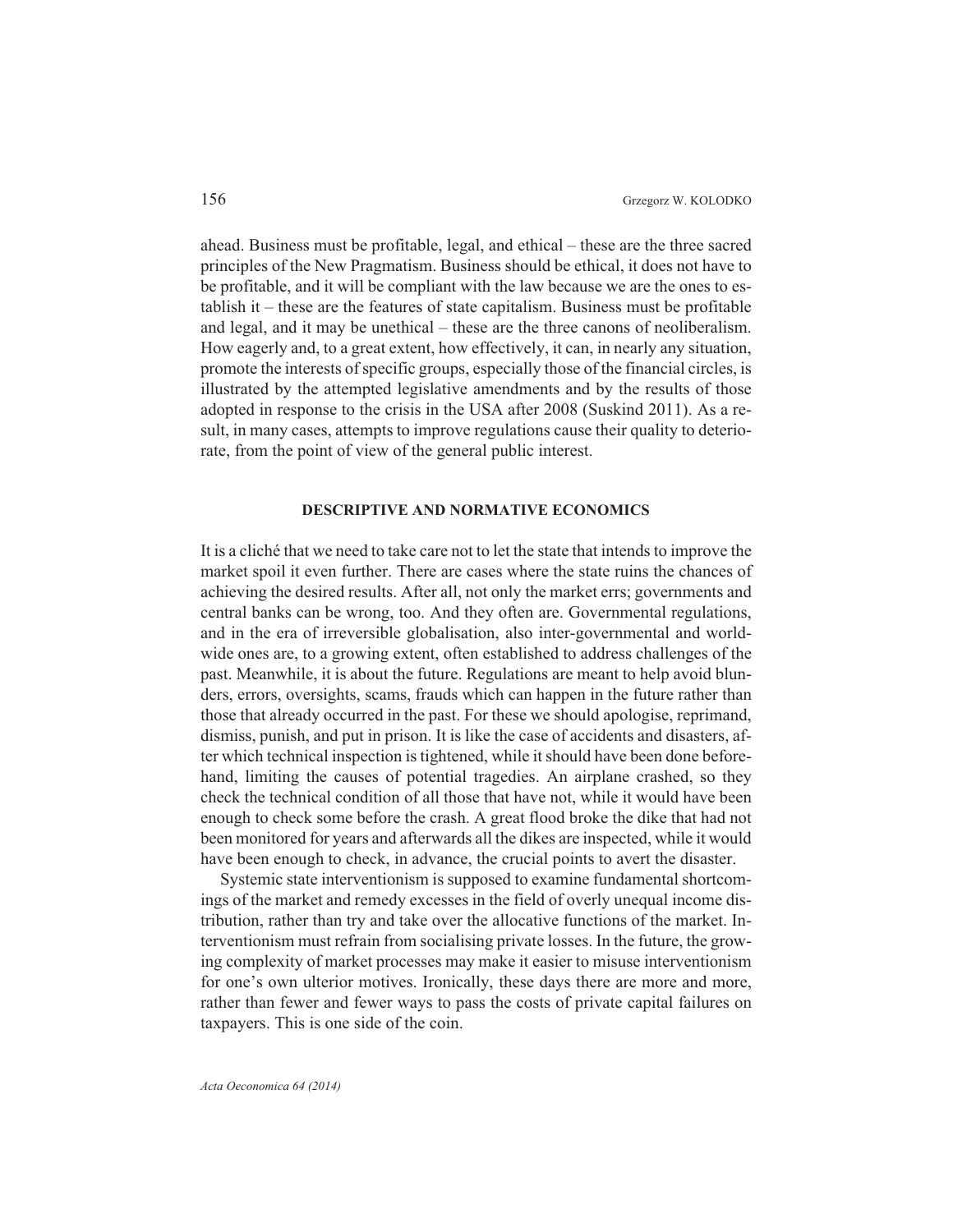ahead. Business must be profitable, legal, and ethical – these are the three sacred principles of the New Pragmatism. Business should be ethical, it does not have to be profitable, and it will be compliant with the law because we are the ones to establish it – these are the features of state capitalism. Business must be profitable and legal, and it may be unethical – these are the three canons of neoliberalism. How eagerly and, to a great extent, how effectively, it can, in nearly any situation, promote the interests of specific groups, especially those of the financial circles, is illustrated by the attempted legislative amendments and by the results of those adopted in response to the crisis in the USA after 2008 (Suskind 2011). As a result, in many cases, attempts to improve regulations cause their quality to deteriorate, from the point of view of the general public interest.

## DESCRIPTIVE AND NORMATIVE ECONOMICS

It is a cliché that we need to take care not to let the state that intends to improve the market spoil it even further. There are cases where the state ruins the chances of achieving the desired results. After all, not only the market errs; governments and central banks can be wrong, too. And they often are. Governmental regulations, and in the era of irreversible globalisation, also inter-governmental and worldwide ones are, to a growing extent, often established to address challenges of the past. Meanwhile, it is about the future. Regulations are meant to help avoid blunders, errors, oversights, scams, frauds which can happen in the future rather than those that already occurred in the past. For these we should apologise, reprimand, dismiss, punish, and put in prison. It is like the case of accidents and disasters, after which technical inspection is tightened, while it should have been done beforehand, limiting the causes of potential tragedies. An airplane crashed, so they check the technical condition of all those that have not, while it would have been enough to check some before the crash. A great flood broke the dike that had not been monitored for years and afterwards all the dikes are inspected, while it would have been enough to check, in advance, the crucial points to avert the disaster.

Systemic state interventionism is supposed to examine fundamental shortcomings of the market and remedy excesses in the field of overly unequal income distribution, rather than try and take over the allocative functions of the market. Interventionism must refrain from socialising private losses. In the future, the growing complexity of market processes may make it easier to misuse interventionism for one's own ulterior motives. Ironically, these days there are more and more, rather than fewer and fewer ways to pass the costs of private capital failures on taxpayers. This is one side of the coin.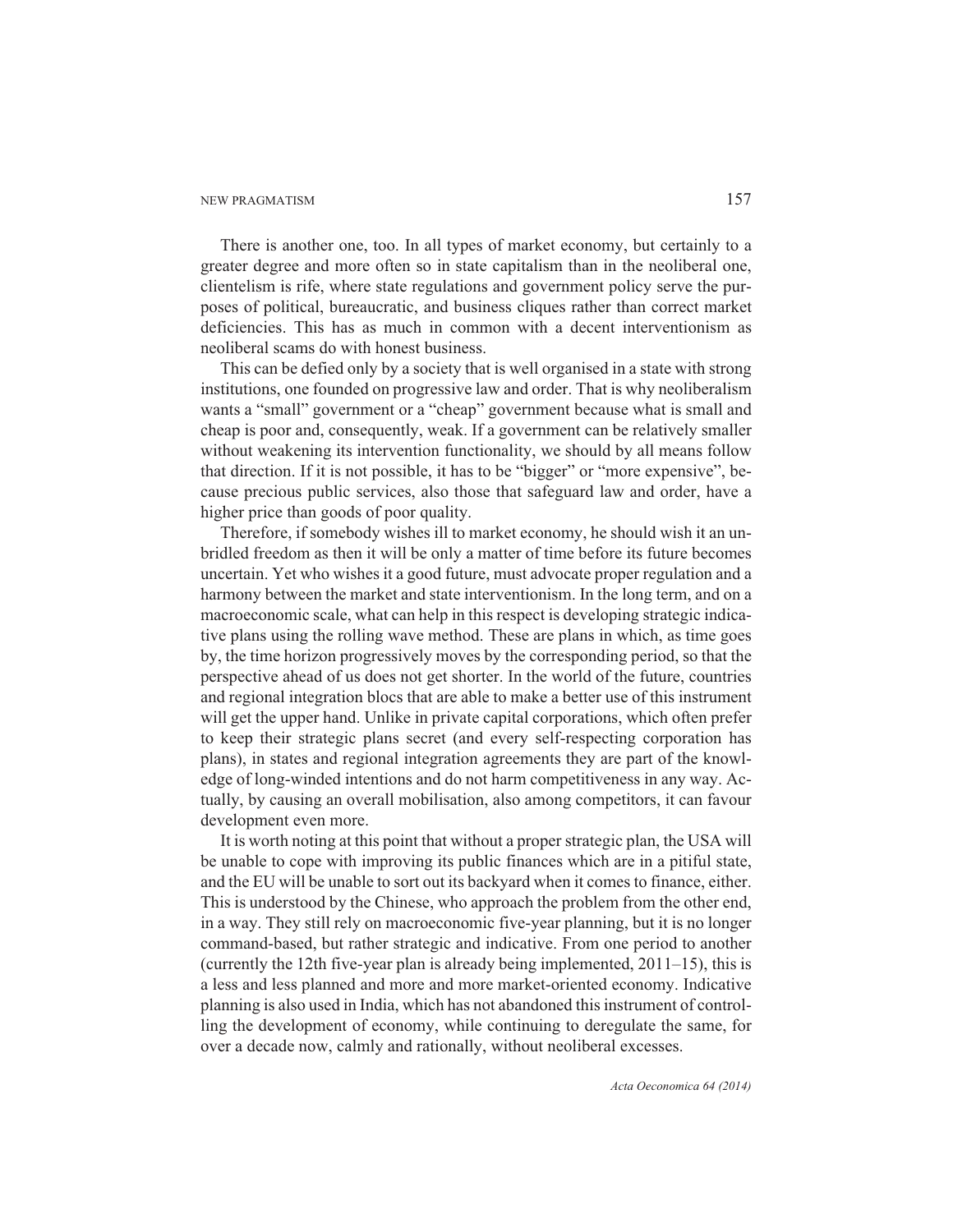There is another one, too. In all types of market economy, but certainly to a greater degree and more often so in state capitalism than in the neoliberal one, clientelism is rife, where state regulations and government policy serve the purposes of political, bureaucratic, and business cliques rather than correct market deficiencies. This has as much in common with a decent interventionism as neoliberal scams do with honest business.

This can be defied only by a society that is well organised in a state with strong institutions, one founded on progressive law and order. That is why neoliberalism wants a "small" government or a "cheap" government because what is small and cheap is poor and, consequently, weak. If a government can be relatively smaller without weakening its intervention functionality, we should by all means follow that direction. If it is not possible, it has to be "bigger" or "more expensive", because precious public services, also those that safeguard law and order, have a higher price than goods of poor quality.

Therefore, if somebody wishes ill to market economy, he should wish it an unbridled freedom as then it will be only a matter of time before its future becomes uncertain. Yet who wishes it a good future, must advocate proper regulation and a harmony between the market and state interventionism. In the long term, and on a macroeconomic scale, what can help in this respect is developing strategic indicative plans using the rolling wave method. These are plans in which, as time goes by, the time horizon progressively moves by the corresponding period, so that the perspective ahead of us does not get shorter. In the world of the future, countries and regional integration blocs that are able to make a better use of this instrument will get the upper hand. Unlike in private capital corporations, which often prefer to keep their strategic plans secret (and every self-respecting corporation has plans), in states and regional integration agreements they are part of the knowledge of long-winded intentions and do not harm competitiveness in any way. Actually, by causing an overall mobilisation, also among competitors, it can favour development even more.

It is worth noting at this point that without a proper strategic plan, the USA will be unable to cope with improving its public finances which are in a pitiful state, and the EU will be unable to sort out its backyard when it comes to finance, either. This is understood by the Chinese, who approach the problem from the other end, in a way. They still rely on macroeconomic five-year planning, but it is no longer command-based, but rather strategic and indicative. From one period to another (currently the 12th five-year plan is already being implemented, 2011–15), this is a less and less planned and more and more market-oriented economy. Indicative planning is also used in India, which has not abandoned this instrument of controlling the development of economy, while continuing to deregulate the same, for over a decade now, calmly and rationally, without neoliberal excesses.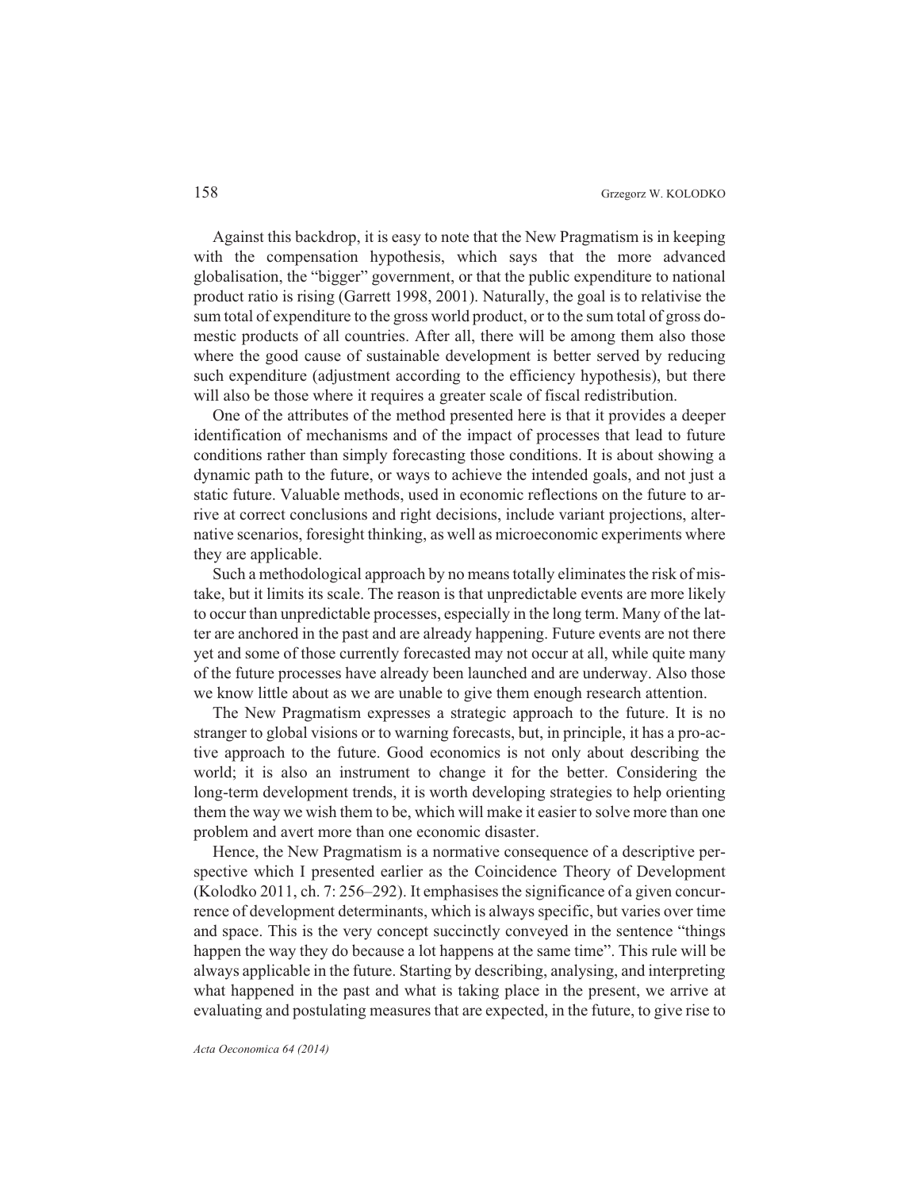Against this backdrop, it is easy to note that the New Pragmatism is in keeping with the compensation hypothesis, which says that the more advanced globalisation, the "bigger" government, or that the public expenditure to national product ratio is rising (Garrett 1998, 2001). Naturally, the goal is to relativise the sum total of expenditure to the gross world product, or to the sum total of gross domestic products of all countries. After all, there will be among them also those where the good cause of sustainable development is better served by reducing such expenditure (adjustment according to the efficiency hypothesis), but there will also be those where it requires a greater scale of fiscal redistribution.

One of the attributes of the method presented here is that it provides a deeper identification of mechanisms and of the impact of processes that lead to future conditions rather than simply forecasting those conditions. It is about showing a dynamic path to the future, or ways to achieve the intended goals, and not just a static future. Valuable methods, used in economic reflections on the future to arrive at correct conclusions and right decisions, include variant projections, alternative scenarios, foresight thinking, as well as microeconomic experiments where they are applicable.

Such a methodological approach by no means totally eliminates the risk of mistake, but it limits its scale. The reason is that unpredictable events are more likely to occur than unpredictable processes, especially in the long term. Many of the latter are anchored in the past and are already happening. Future events are not there yet and some of those currently forecasted may not occur at all, while quite many of the future processes have already been launched and are underway. Also those we know little about as we are unable to give them enough research attention.

The New Pragmatism expresses a strategic approach to the future. It is no stranger to global visions or to warning forecasts, but, in principle, it has a pro-active approach to the future. Good economics is not only about describing the world; it is also an instrument to change it for the better. Considering the long-term development trends, it is worth developing strategies to help orienting them the way we wish them to be, which will make it easier to solve more than one problem and avert more than one economic disaster.

Hence, the New Pragmatism is a normative consequence of a descriptive perspective which I presented earlier as the Coincidence Theory of Development (Kolodko 2011, ch. 7: 256–292). It emphasises the significance of a given concurrence of development determinants, which is always specific, but varies over time and space. This is the very concept succinctly conveyed in the sentence "things happen the way they do because a lot happens at the same time". This rule will be always applicable in the future. Starting by describing, analysing, and interpreting what happened in the past and what is taking place in the present, we arrive at evaluating and postulating measures that are expected, in the future, to give rise to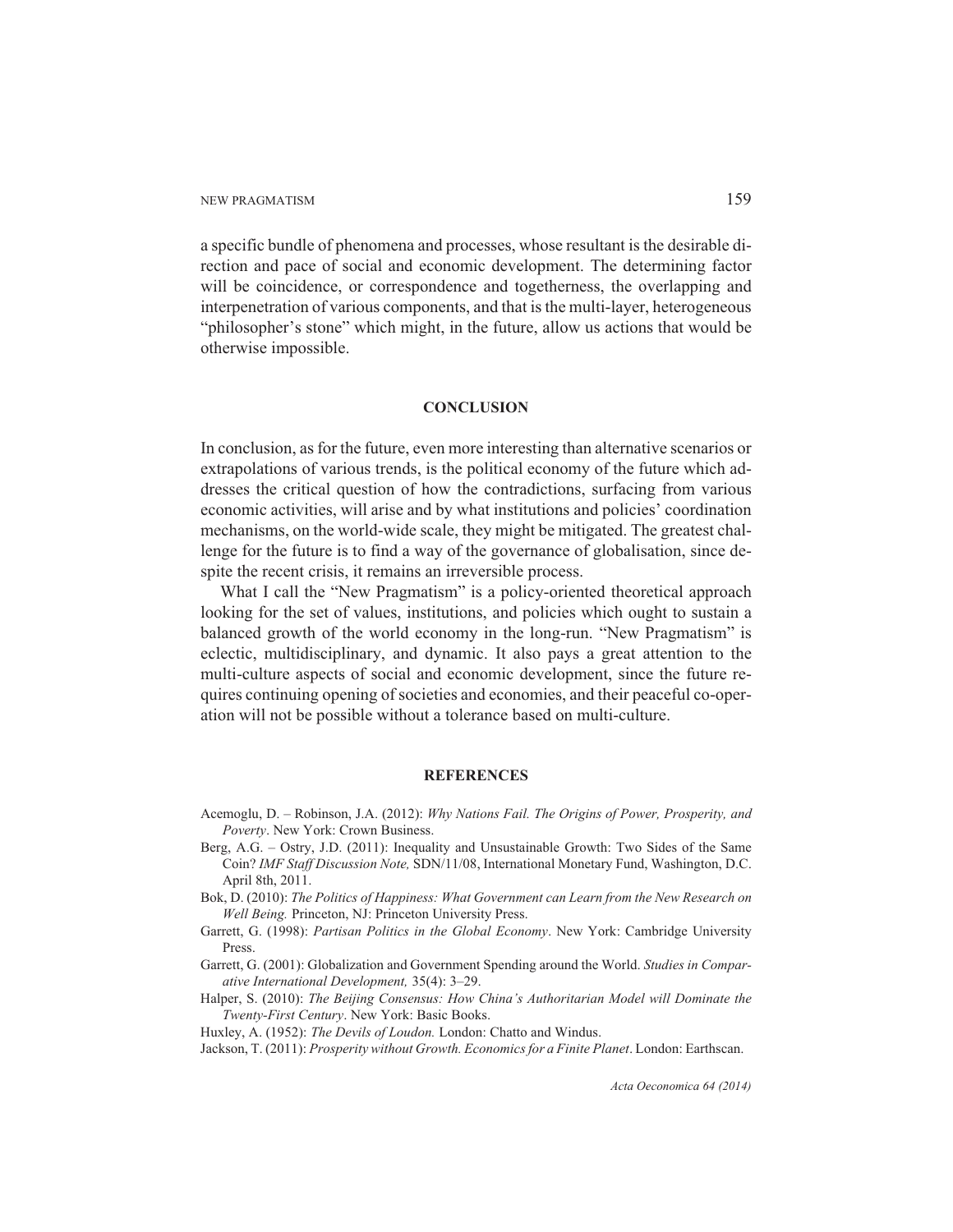a specific bundle of phenomena and processes, whose resultant is the desirable direction and pace of social and economic development. The determining factor will be coincidence, or correspondence and togetherness, the overlapping and interpenetration of various components, and that is the multi-layer, heterogeneous "philosopher's stone" which might, in the future, allow us actions that would be otherwise impossible.

## CONCLUSION

In conclusion, as for the future, even more interesting than alternative scenarios or extrapolations of various trends, is the political economy of the future which addresses the critical question of how the contradictions, surfacing from various economic activities, will arise and by what institutions and policies' coordination mechanisms, on the world-wide scale, they might be mitigated. The greatest challenge for the future is to find a way of the governance of globalisation, since despite the recent crisis, it remains an irreversible process.

What I call the "New Pragmatism" is a policy-oriented theoretical approach looking for the set of values, institutions, and policies which ought to sustain a balanced growth of the world economy in the long-run. "New Pragmatism" is eclectic, multidisciplinary, and dynamic. It also pays a great attention to the multi-culture aspects of social and economic development, since the future requires continuing opening of societies and economies, and their peaceful co-operation will not be possible without a tolerance based on multi-culture.

## REFERENCES

Acemoglu, D. – Robinson, J.A. (2012): *Why Nations Fail. The Origins of Power, Prosperity, and Poverty*. New York: Crown Business.

Berg, A.G. – Ostry, J.D. (2011): Inequality and Unsustainable Growth: Two Sides of the Same Coin? *IMF Staff Discussion Note,* SDN/11/08, International Monetary Fund, Washington, D.C. April 8th, 2011.

Bok, D. (2010): *The Politics of Happiness: What Government can Learn from the New Research on Well Being.* Princeton, NJ: Princeton University Press.

Garrett, G. (1998): *Partisan Politics in the Global Economy*. New York: Cambridge University Press.

Garrett, G. (2001): Globalization and Government Spending around the World. *Studies in Comparative International Development,* 35(4): 3–29.

Halper, S. (2010): *The Beijing Consensus: How China's Authoritarian Model will Dominate the Twenty-First Century*. New York: Basic Books.

Huxley, A. (1952): *The Devils of Loudon.* London: Chatto and Windus.

Jackson, T. (2011): *Prosperity without Growth. Economics for a Finite Planet*. London: Earthscan.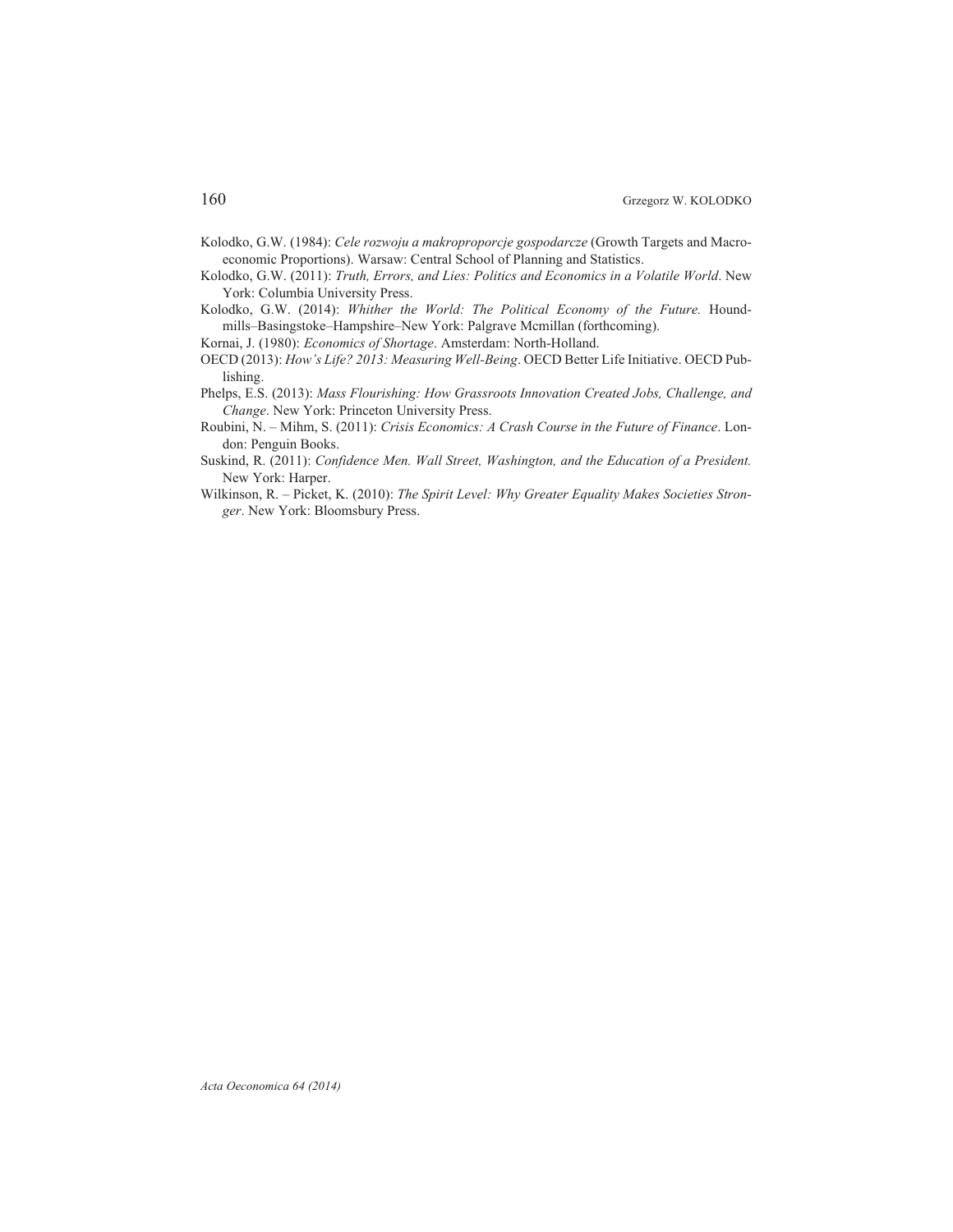Kolodko, G.W. (1984): *Cele rozwoju a makroproporcje gospodarcze* (Growth Targets and Macroeconomic Proportions). Warsaw: Central School of Planning and Statistics.

Kolodko, G.W. (2011): *Truth, Errors, and Lies: Politics and Economics in a Volatile World*. New York: Columbia University Press.

Kolodko, G.W. (2014): *Whither the World: The Political Economy of the Future.* Houndmills–Basingstoke–Hampshire–New York: Palgrave Mcmillan (forthcoming).

Kornai, J. (1980): *Economics of Shortage*. Amsterdam: North-Holland.

OECD (2013): *How's Life? 2013: Measuring Well-Being*. OECD Better Life Initiative. OECD Publishing.

Phelps, E.S. (2013): *Mass Flourishing: How Grassroots Innovation Created Jobs, Challenge, and Change*. New York: Princeton University Press.

Roubini, N. – Mihm, S. (2011): *Crisis Economics: A Crash Course in the Future of Finance*. London: Penguin Books.

Suskind, R. (2011): *Confidence Men. Wall Street, Washington, and the Education of a President.* New York: Harper.

Wilkinson, R. – Picket, K. (2010): *The Spirit Level: Why Greater Equality Makes Societies Stronger*. New York: Bloomsbury Press.